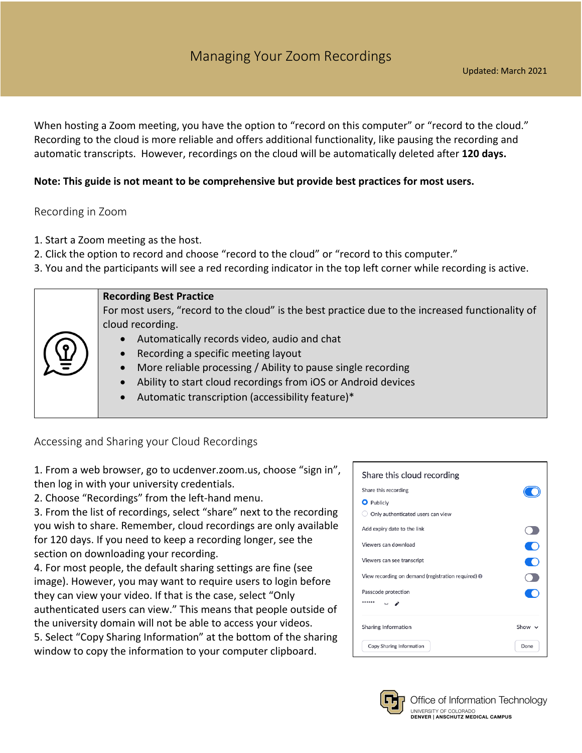# Managing Your Zoom Recordings

Updated: March 2021

When hosting a Zoom meeting, you have the option to "record on this computer" or "record to the cloud." Recording to the cloud is more reliable and offers additional functionality, like pausing the recording and automatic transcripts. However, recordings on the cloud will be automatically deleted after **120 days.**

**Note: This guide is not meant to be comprehensive but provide best practices for most users.**

## Recording in Zoom

1. Start a Zoom meeting as the host.
2. Click the option to record and choose "record to the cloud" or "record to this computer."
3. You and the participants will see a red recording indicator in the top left corner while recording is active.

**Recording Best Practice**

For most users, "record to the cloud" is the best practice due to the increased functionality of cloud recording.

- Automatically records video, audio and chat
- Recording a specific meeting layout
- More reliable processing / Ability to pause single recording
- Ability to start cloud recordings from iOS or Android devices
- Automatic transcription (accessibility feature)*

## Accessing and Sharing your Cloud Recordings

1. From a web browser, go to ucdenver.zoom.us, choose "sign in", then log in with your university credentials.
2. Choose "Recordings" from the left-hand menu.
3. From the list of recordings, select "share" next to the recording you wish to share. Remember, cloud recordings are only available for 120 days. If you need to keep a recording longer, see the section on downloading your recording.
4. For most people, the default sharing settings are fine (see image). However, you may want to require users to login before they can view your video. If that is the case, select "Only authenticated users can view." This means that people outside of the university domain will not be able to access your videos.
5. Select "Copy Sharing Information" at the bottom of the sharing window to copy the information to your computer clipboard.

Share this cloud recording

- Share this recording: On
  - Publicly (selected)
  - Only authenticated users can view
- Add expiry date to the link: Off
- Viewers can download: On
- Viewers can see transcript: On
- View recording on demand (registration required): Off
- Passcode protection: On
  - ******

Sharing Information — Show

Copy Sharing Information | Done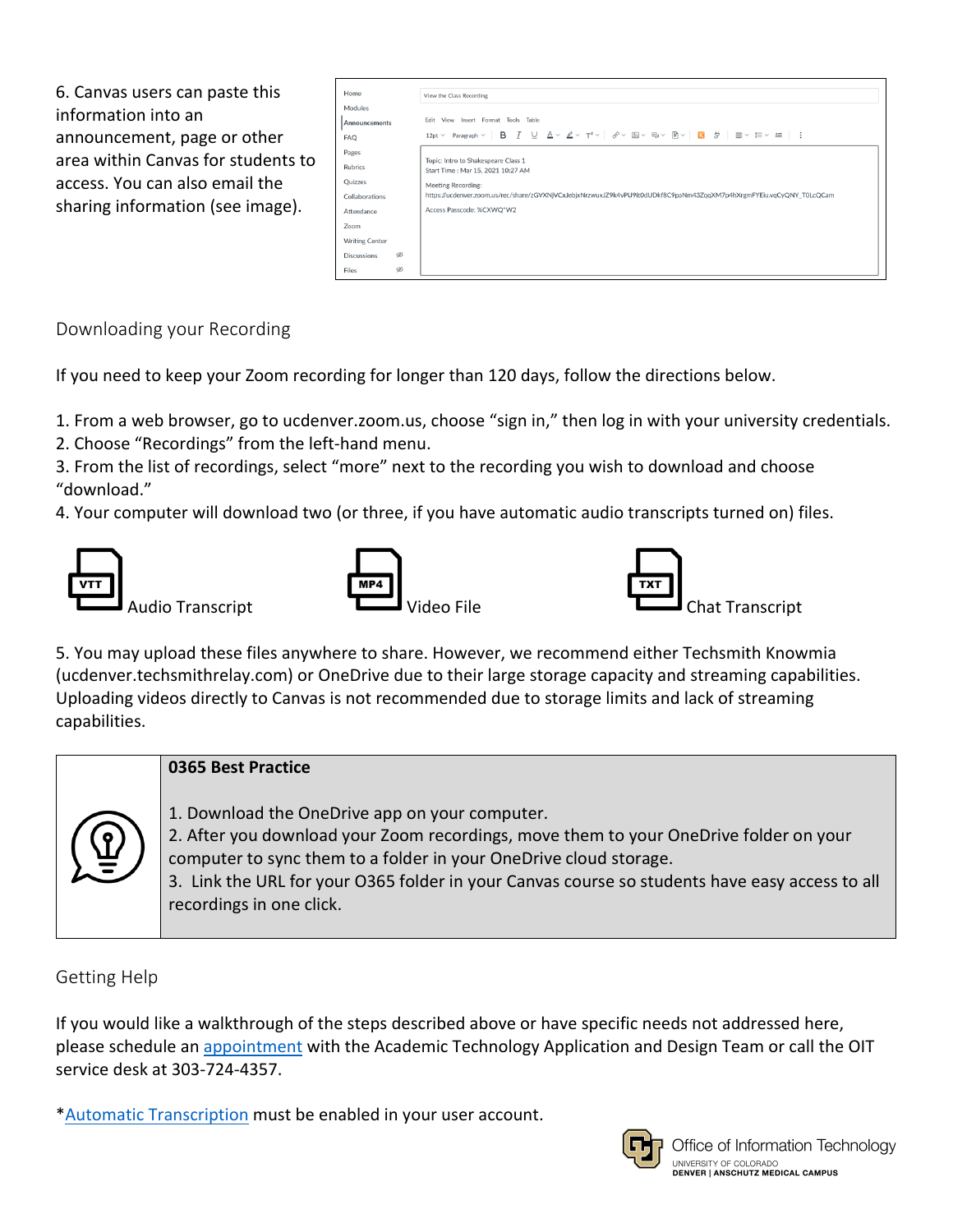6. Canvas users can paste this information into an announcement, page or other area within Canvas for students to access. You can also email the sharing information (see image).

## Downloading your Recording

If you need to keep your Zoom recording for longer than 120 days, follow the directions below.

1. From a web browser, go to ucdenver.zoom.us, choose "sign in," then log in with your university credentials.
2. Choose "Recordings" from the left-hand menu.
3. From the list of recordings, select "more" next to the recording you wish to download and choose "download."
4. Your computer will download two (or three, if you have automatic audio transcripts turned on) files.

VTT Audio Transcript

MP4 Video File

TXT Chat Transcript

5. You may upload these files anywhere to share. However, we recommend either Techsmith Knowmia (ucdenver.techsmithrelay.com) or OneDrive due to their large storage capacity and streaming capabilities. Uploading videos directly to Canvas is not recommended due to storage limits and lack of streaming capabilities.

**0365 Best Practice**

1. Download the OneDrive app on your computer.
2. After you download your Zoom recordings, move them to your OneDrive folder on your computer to sync them to a folder in your OneDrive cloud storage.
3. Link the URL for your O365 folder in your Canvas course so students have easy access to all recordings in one click.

## Getting Help

If you would like a walkthrough of the steps described above or have specific needs not addressed here, please schedule an appointment with the Academic Technology Application and Design Team or call the OIT service desk at 303-724-4357.

*Automatic Transcription must be enabled in your user account.